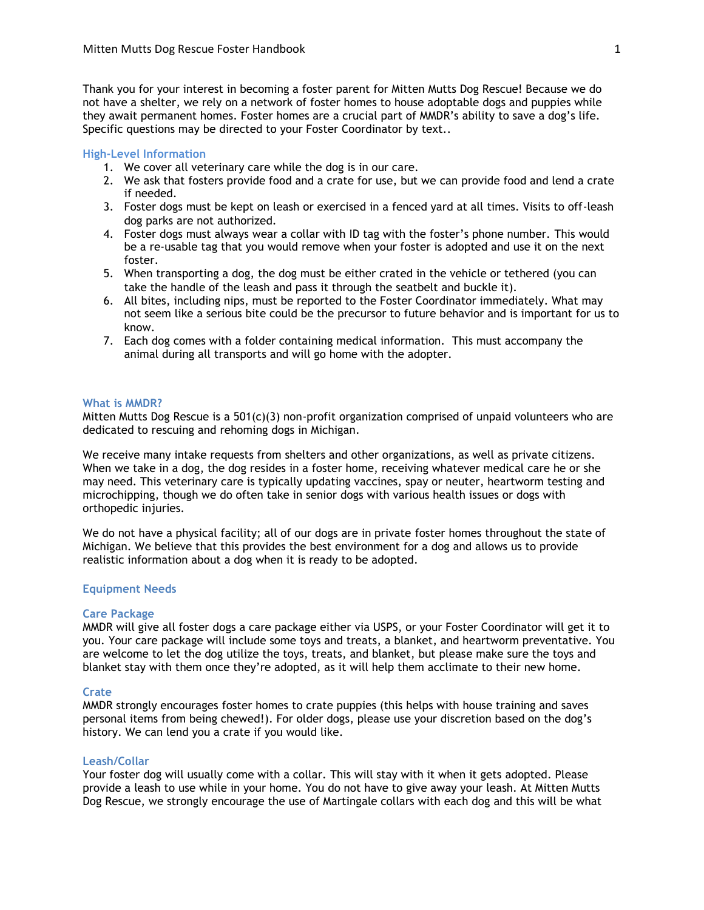Thank you for your interest in becoming a foster parent for Mitten Mutts Dog Rescue! Because we do not have a shelter, we rely on a network of foster homes to house adoptable dogs and puppies while they await permanent homes. Foster homes are a crucial part of MMDR's ability to save a dog's life. Specific questions may be directed to your Foster Coordinator by text..

## High-Level Information

1. We cover all veterinary care while the dog is in our care.
2. We ask that fosters provide food and a crate for use, but we can provide food and lend a crate if needed.
3. Foster dogs must be kept on leash or exercised in a fenced yard at all times. Visits to off-leash dog parks are not authorized.
4. Foster dogs must always wear a collar with ID tag with the foster's phone number. This would be a re-usable tag that you would remove when your foster is adopted and use it on the next foster.
5. When transporting a dog, the dog must be either crated in the vehicle or tethered (you can take the handle of the leash and pass it through the seatbelt and buckle it).
6. All bites, including nips, must be reported to the Foster Coordinator immediately. What may not seem like a serious bite could be the precursor to future behavior and is important for us to know.
7. Each dog comes with a folder containing medical information. This must accompany the animal during all transports and will go home with the adopter.

## What is MMDR?

Mitten Mutts Dog Rescue is a 501(c)(3) non-profit organization comprised of unpaid volunteers who are dedicated to rescuing and rehoming dogs in Michigan.

We receive many intake requests from shelters and other organizations, as well as private citizens. When we take in a dog, the dog resides in a foster home, receiving whatever medical care he or she may need. This veterinary care is typically updating vaccines, spay or neuter, heartworm testing and microchipping, though we do often take in senior dogs with various health issues or dogs with orthopedic injuries.

We do not have a physical facility; all of our dogs are in private foster homes throughout the state of Michigan. We believe that this provides the best environment for a dog and allows us to provide realistic information about a dog when it is ready to be adopted.

## Equipment Needs

### Care Package

MMDR will give all foster dogs a care package either via USPS, or your Foster Coordinator will get it to you. Your care package will include some toys and treats, a blanket, and heartworm preventative. You are welcome to let the dog utilize the toys, treats, and blanket, but please make sure the toys and blanket stay with them once they're adopted, as it will help them acclimate to their new home.

### Crate

MMDR strongly encourages foster homes to crate puppies (this helps with house training and saves personal items from being chewed!). For older dogs, please use your discretion based on the dog's history. We can lend you a crate if you would like.

### Leash/Collar

Your foster dog will usually come with a collar. This will stay with it when it gets adopted. Please provide a leash to use while in your home. You do not have to give away your leash. At Mitten Mutts Dog Rescue, we strongly encourage the use of Martingale collars with each dog and this will be what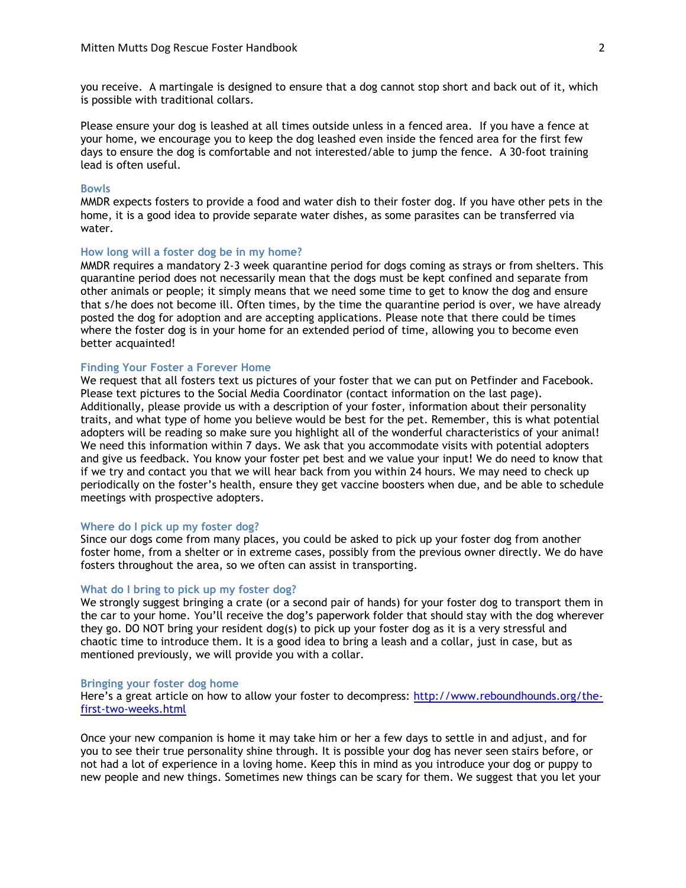you receive. A martingale is designed to ensure that a dog cannot stop short and back out of it, which is possible with traditional collars.

Please ensure your dog is leashed at all times outside unless in a fenced area. If you have a fence at your home, we encourage you to keep the dog leashed even inside the fenced area for the first few days to ensure the dog is comfortable and not interested/able to jump the fence. A 30-foot training lead is often useful.

### Bowls

MMDR expects fosters to provide a food and water dish to their foster dog. If you have other pets in the home, it is a good idea to provide separate water dishes, as some parasites can be transferred via water.

### How long will a foster dog be in my home?

MMDR requires a mandatory 2-3 week quarantine period for dogs coming as strays or from shelters. This quarantine period does not necessarily mean that the dogs must be kept confined and separate from other animals or people; it simply means that we need some time to get to know the dog and ensure that s/he does not become ill. Often times, by the time the quarantine period is over, we have already posted the dog for adoption and are accepting applications. Please note that there could be times where the foster dog is in your home for an extended period of time, allowing you to become even better acquainted!

### Finding Your Foster a Forever Home

We request that all fosters text us pictures of your foster that we can put on Petfinder and Facebook. Please text pictures to the Social Media Coordinator (contact information on the last page). Additionally, please provide us with a description of your foster, information about their personality traits, and what type of home you believe would be best for the pet. Remember, this is what potential adopters will be reading so make sure you highlight all of the wonderful characteristics of your animal! We need this information within 7 days. We ask that you accommodate visits with potential adopters and give us feedback. You know your foster pet best and we value your input! We do need to know that if we try and contact you that we will hear back from you within 24 hours. We may need to check up periodically on the foster's health, ensure they get vaccine boosters when due, and be able to schedule meetings with prospective adopters.

### Where do I pick up my foster dog?

Since our dogs come from many places, you could be asked to pick up your foster dog from another foster home, from a shelter or in extreme cases, possibly from the previous owner directly. We do have fosters throughout the area, so we often can assist in transporting.

### What do I bring to pick up my foster dog?

We strongly suggest bringing a crate (or a second pair of hands) for your foster dog to transport them in the car to your home. You'll receive the dog's paperwork folder that should stay with the dog wherever they go. DO NOT bring your resident dog(s) to pick up your foster dog as it is a very stressful and chaotic time to introduce them. It is a good idea to bring a leash and a collar, just in case, but as mentioned previously, we will provide you with a collar.

### Bringing your foster dog home

Here's a great article on how to allow your foster to decompress: [http://www.reboundhounds.org/the-first-two-weeks.html](http://www.reboundhounds.org/the-first-two-weeks.html)

Once your new companion is home it may take him or her a few days to settle in and adjust, and for you to see their true personality shine through. It is possible your dog has never seen stairs before, or not had a lot of experience in a loving home. Keep this in mind as you introduce your dog or puppy to new people and new things. Sometimes new things can be scary for them. We suggest that you let your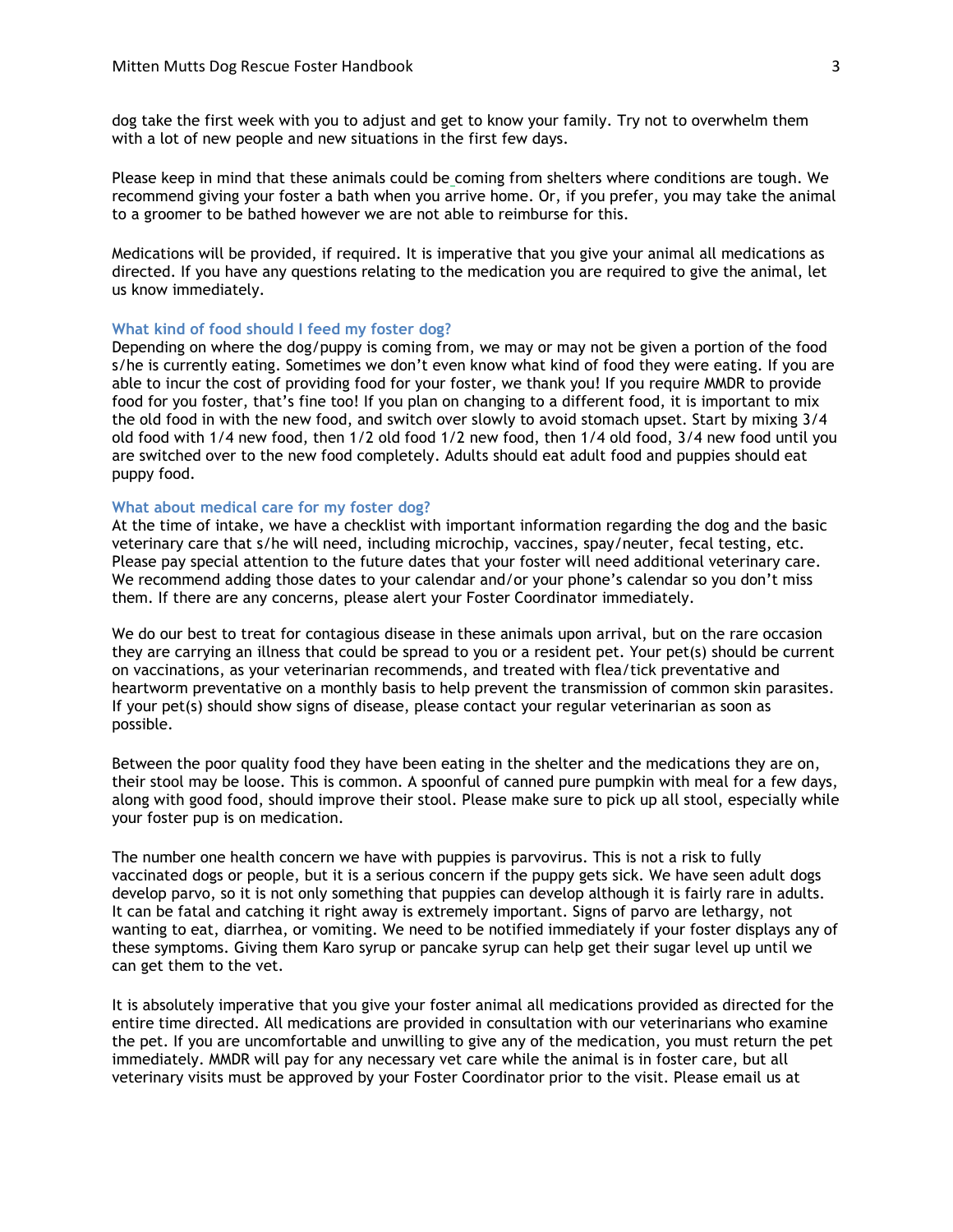dog take the first week with you to adjust and get to know your family. Try not to overwhelm them with a lot of new people and new situations in the first few days.

Please keep in mind that these animals could be coming from shelters where conditions are tough. We recommend giving your foster a bath when you arrive home. Or, if you prefer, you may take the animal to a groomer to be bathed however we are not able to reimburse for this.

Medications will be provided, if required. It is imperative that you give your animal all medications as directed. If you have any questions relating to the medication you are required to give the animal, let us know immediately.

### What kind of food should I feed my foster dog?

Depending on where the dog/puppy is coming from, we may or may not be given a portion of the food s/he is currently eating. Sometimes we don't even know what kind of food they were eating. If you are able to incur the cost of providing food for your foster, we thank you! If you require MMDR to provide food for you foster, that's fine too! If you plan on changing to a different food, it is important to mix the old food in with the new food, and switch over slowly to avoid stomach upset. Start by mixing 3/4 old food with 1/4 new food, then 1/2 old food 1/2 new food, then 1/4 old food, 3/4 new food until you are switched over to the new food completely. Adults should eat adult food and puppies should eat puppy food.

### What about medical care for my foster dog?

At the time of intake, we have a checklist with important information regarding the dog and the basic veterinary care that s/he will need, including microchip, vaccines, spay/neuter, fecal testing, etc. Please pay special attention to the future dates that your foster will need additional veterinary care. We recommend adding those dates to your calendar and/or your phone's calendar so you don't miss them. If there are any concerns, please alert your Foster Coordinator immediately.

We do our best to treat for contagious disease in these animals upon arrival, but on the rare occasion they are carrying an illness that could be spread to you or a resident pet. Your pet(s) should be current on vaccinations, as your veterinarian recommends, and treated with flea/tick preventative and heartworm preventative on a monthly basis to help prevent the transmission of common skin parasites. If your pet(s) should show signs of disease, please contact your regular veterinarian as soon as possible.

Between the poor quality food they have been eating in the shelter and the medications they are on, their stool may be loose. This is common. A spoonful of canned pure pumpkin with meal for a few days, along with good food, should improve their stool. Please make sure to pick up all stool, especially while your foster pup is on medication.

The number one health concern we have with puppies is parvovirus. This is not a risk to fully vaccinated dogs or people, but it is a serious concern if the puppy gets sick. We have seen adult dogs develop parvo, so it is not only something that puppies can develop although it is fairly rare in adults. It can be fatal and catching it right away is extremely important. Signs of parvo are lethargy, not wanting to eat, diarrhea, or vomiting. We need to be notified immediately if your foster displays any of these symptoms. Giving them Karo syrup or pancake syrup can help get their sugar level up until we can get them to the vet.

It is absolutely imperative that you give your foster animal all medications provided as directed for the entire time directed. All medications are provided in consultation with our veterinarians who examine the pet. If you are uncomfortable and unwilling to give any of the medication, you must return the pet immediately. MMDR will pay for any necessary vet care while the animal is in foster care, but all veterinary visits must be approved by your Foster Coordinator prior to the visit. Please email us at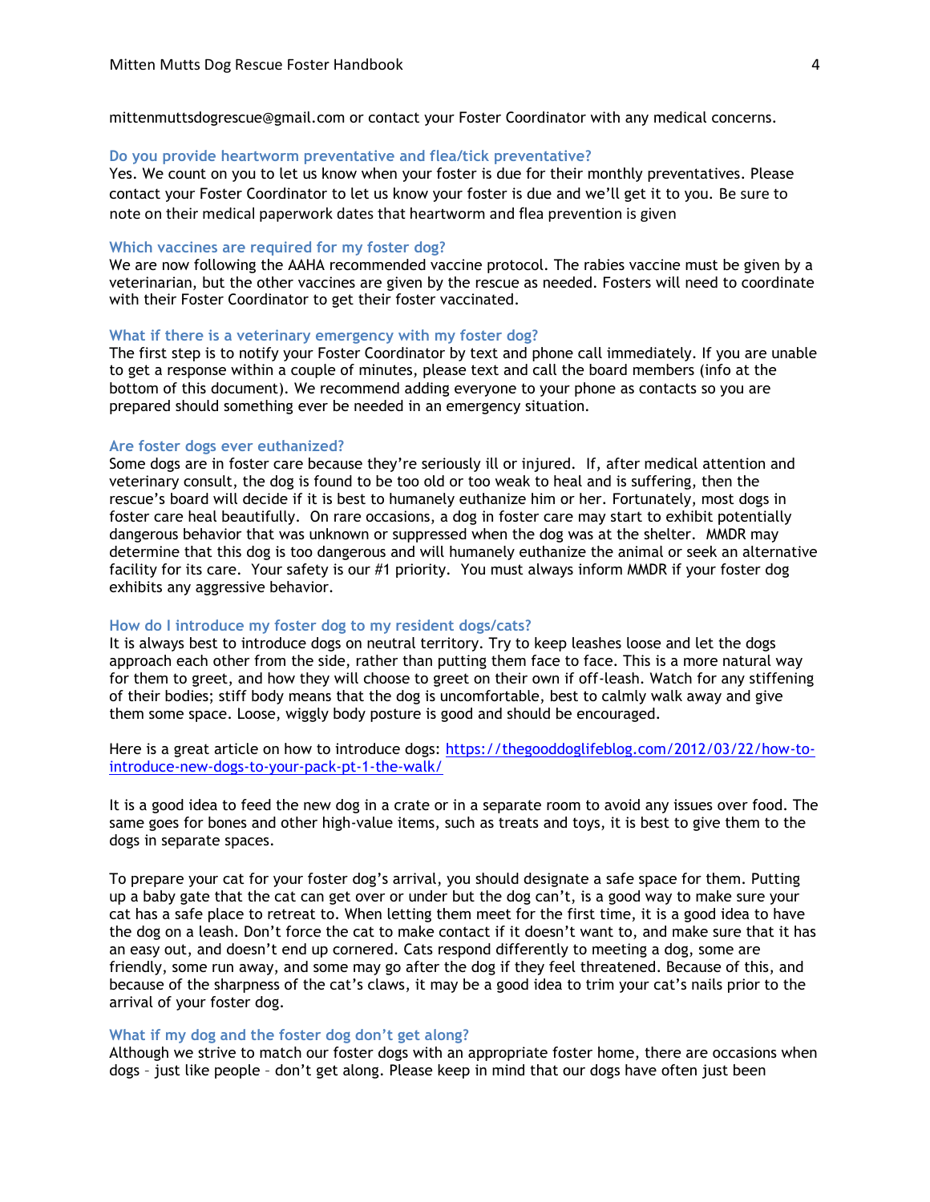mittenmuttsdogrescue@gmail.com or contact your Foster Coordinator with any medical concerns.

### Do you provide heartworm preventative and flea/tick preventative?

Yes. We count on you to let us know when your foster is due for their monthly preventatives. Please contact your Foster Coordinator to let us know your foster is due and we'll get it to you. Be sure to note on their medical paperwork dates that heartworm and flea prevention is given

### Which vaccines are required for my foster dog?

We are now following the AAHA recommended vaccine protocol. The rabies vaccine must be given by a veterinarian, but the other vaccines are given by the rescue as needed. Fosters will need to coordinate with their Foster Coordinator to get their foster vaccinated.

### What if there is a veterinary emergency with my foster dog?

The first step is to notify your Foster Coordinator by text and phone call immediately. If you are unable to get a response within a couple of minutes, please text and call the board members (info at the bottom of this document). We recommend adding everyone to your phone as contacts so you are prepared should something ever be needed in an emergency situation.

### Are foster dogs ever euthanized?

Some dogs are in foster care because they're seriously ill or injured. If, after medical attention and veterinary consult, the dog is found to be too old or too weak to heal and is suffering, then the rescue's board will decide if it is best to humanely euthanize him or her. Fortunately, most dogs in foster care heal beautifully. On rare occasions, a dog in foster care may start to exhibit potentially dangerous behavior that was unknown or suppressed when the dog was at the shelter. MMDR may determine that this dog is too dangerous and will humanely euthanize the animal or seek an alternative facility for its care. Your safety is our #1 priority. You must always inform MMDR if your foster dog exhibits any aggressive behavior.

### How do I introduce my foster dog to my resident dogs/cats?

It is always best to introduce dogs on neutral territory. Try to keep leashes loose and let the dogs approach each other from the side, rather than putting them face to face. This is a more natural way for them to greet, and how they will choose to greet on their own if off-leash. Watch for any stiffening of their bodies; stiff body means that the dog is uncomfortable, best to calmly walk away and give them some space. Loose, wiggly body posture is good and should be encouraged.

Here is a great article on how to introduce dogs: [https://thegooddoglifeblog.com/2012/03/22/how-to-introduce-new-dogs-to-your-pack-pt-1-the-walk/](https://thegooddoglifeblog.com/2012/03/22/how-to-introduce-new-dogs-to-your-pack-pt-1-the-walk/)

It is a good idea to feed the new dog in a crate or in a separate room to avoid any issues over food. The same goes for bones and other high-value items, such as treats and toys, it is best to give them to the dogs in separate spaces.

To prepare your cat for your foster dog's arrival, you should designate a safe space for them. Putting up a baby gate that the cat can get over or under but the dog can't, is a good way to make sure your cat has a safe place to retreat to. When letting them meet for the first time, it is a good idea to have the dog on a leash. Don't force the cat to make contact if it doesn't want to, and make sure that it has an easy out, and doesn't end up cornered. Cats respond differently to meeting a dog, some are friendly, some run away, and some may go after the dog if they feel threatened. Because of this, and because of the sharpness of the cat's claws, it may be a good idea to trim your cat's nails prior to the arrival of your foster dog.

### What if my dog and the foster dog don't get along?

Although we strive to match our foster dogs with an appropriate foster home, there are occasions when dogs – just like people – don't get along. Please keep in mind that our dogs have often just been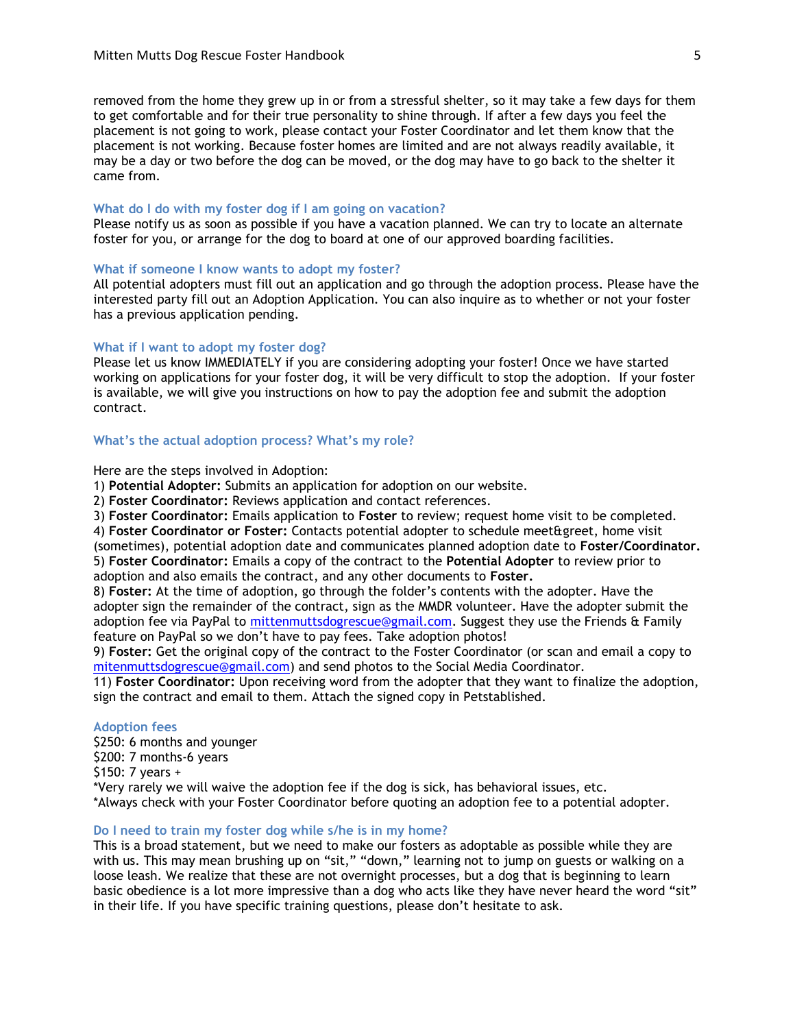removed from the home they grew up in or from a stressful shelter, so it may take a few days for them to get comfortable and for their true personality to shine through. If after a few days you feel the placement is not going to work, please contact your Foster Coordinator and let them know that the placement is not working. Because foster homes are limited and are not always readily available, it may be a day or two before the dog can be moved, or the dog may have to go back to the shelter it came from.

### What do I do with my foster dog if I am going on vacation?

Please notify us as soon as possible if you have a vacation planned. We can try to locate an alternate foster for you, or arrange for the dog to board at one of our approved boarding facilities.

### What if someone I know wants to adopt my foster?

All potential adopters must fill out an application and go through the adoption process. Please have the interested party fill out an Adoption Application. You can also inquire as to whether or not your foster has a previous application pending.

### What if I want to adopt my foster dog?

Please let us know IMMEDIATELY if you are considering adopting your foster! Once we have started working on applications for your foster dog, it will be very difficult to stop the adoption. If your foster is available, we will give you instructions on how to pay the adoption fee and submit the adoption contract.

### What's the actual adoption process? What's my role?

Here are the steps involved in Adoption:

1) **Potential Adopter:** Submits an application for adoption on our website.
2) **Foster Coordinator:** Reviews application and contact references.
3) **Foster Coordinator:** Emails application to **Foster** to review; request home visit to be completed.
4) **Foster Coordinator or Foster:** Contacts potential adopter to schedule meet&greet, home visit (sometimes), potential adoption date and communicates planned adoption date to **Foster/Coordinator.**
5) **Foster Coordinator:** Emails a copy of the contract to the **Potential Adopter** to review prior to adoption and also emails the contract, and any other documents to **Foster.**

8) **Foster:** At the time of adoption, go through the folder's contents with the adopter. Have the adopter sign the remainder of the contract, sign as the MMDR volunteer. Have the adopter submit the adoption fee via PayPal to mittenmuttsdogrescue@gmail.com. Suggest they use the Friends & Family feature on PayPal so we don't have to pay fees. Take adoption photos!

9) **Foster:** Get the original copy of the contract to the Foster Coordinator (or scan and email a copy to mitenmuttsdogrescue@gmail.com) and send photos to the Social Media Coordinator.

11) **Foster Coordinator:** Upon receiving word from the adopter that they want to finalize the adoption, sign the contract and email to them. Attach the signed copy in Petstablished.

### Adoption fees

$250: 6 months and younger
$200: 7 months-6 years
$150: 7 years +
*Very rarely we will waive the adoption fee if the dog is sick, has behavioral issues, etc.
*Always check with your Foster Coordinator before quoting an adoption fee to a potential adopter.

### Do I need to train my foster dog while s/he is in my home?

This is a broad statement, but we need to make our fosters as adoptable as possible while they are with us. This may mean brushing up on "sit," "down," learning not to jump on guests or walking on a loose leash. We realize that these are not overnight processes, but a dog that is beginning to learn basic obedience is a lot more impressive than a dog who acts like they have never heard the word "sit" in their life. If you have specific training questions, please don't hesitate to ask.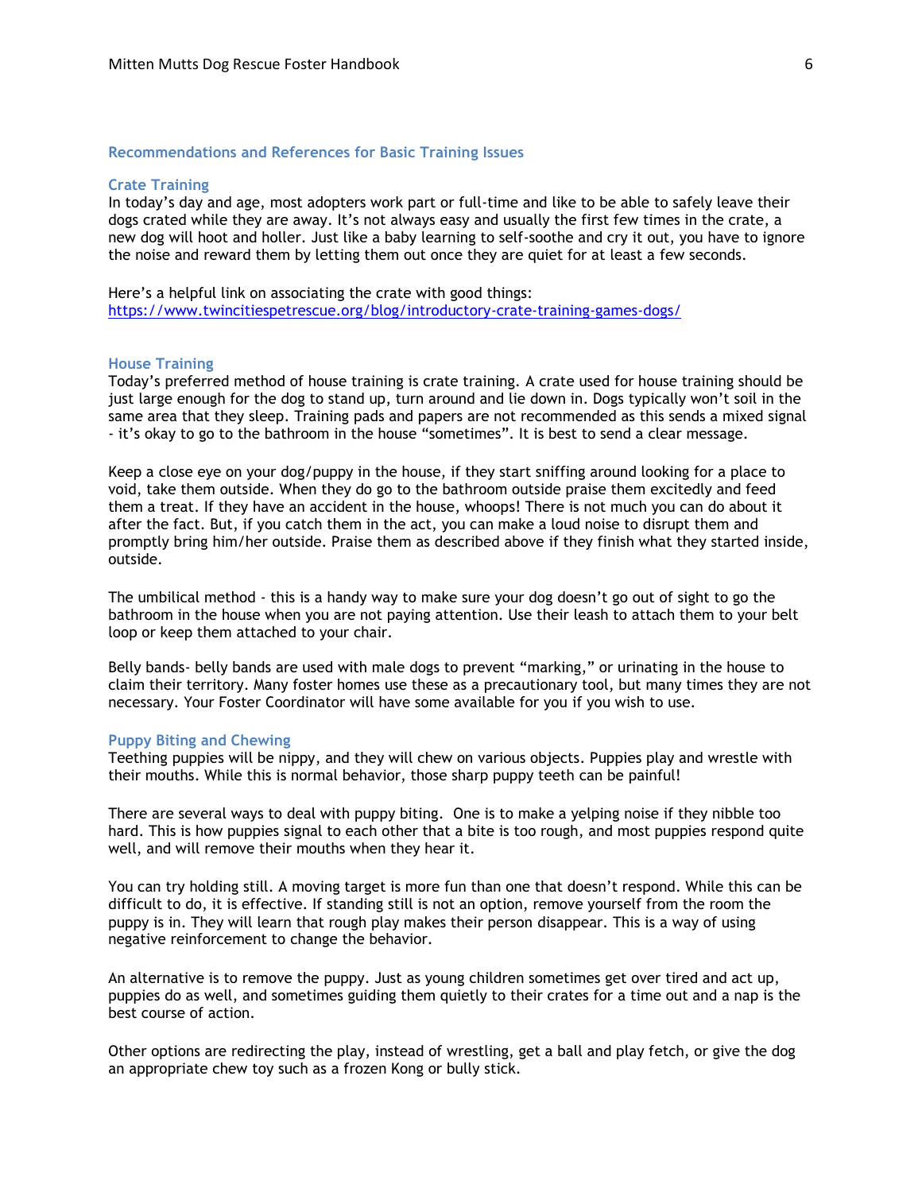## Recommendations and References for Basic Training Issues

### Crate Training

In today's day and age, most adopters work part or full-time and like to be able to safely leave their dogs crated while they are away. It's not always easy and usually the first few times in the crate, a new dog will hoot and holler. Just like a baby learning to self-soothe and cry it out, you have to ignore the noise and reward them by letting them out once they are quiet for at least a few seconds.

Here's a helpful link on associating the crate with good things:
[https://www.twincitiespetrescue.org/blog/introductory-crate-training-games-dogs/](https://www.twincitiespetrescue.org/blog/introductory-crate-training-games-dogs/)

### House Training

Today's preferred method of house training is crate training. A crate used for house training should be just large enough for the dog to stand up, turn around and lie down in. Dogs typically won't soil in the same area that they sleep. Training pads and papers are not recommended as this sends a mixed signal - it's okay to go to the bathroom in the house "sometimes". It is best to send a clear message.

Keep a close eye on your dog/puppy in the house, if they start sniffing around looking for a place to void, take them outside. When they do go to the bathroom outside praise them excitedly and feed them a treat. If they have an accident in the house, whoops! There is not much you can do about it after the fact. But, if you catch them in the act, you can make a loud noise to disrupt them and promptly bring him/her outside. Praise them as described above if they finish what they started inside, outside.

The umbilical method - this is a handy way to make sure your dog doesn't go out of sight to go the bathroom in the house when you are not paying attention. Use their leash to attach them to your belt loop or keep them attached to your chair.

Belly bands- belly bands are used with male dogs to prevent "marking," or urinating in the house to claim their territory. Many foster homes use these as a precautionary tool, but many times they are not necessary. Your Foster Coordinator will have some available for you if you wish to use.

### Puppy Biting and Chewing

Teething puppies will be nippy, and they will chew on various objects. Puppies play and wrestle with their mouths. While this is normal behavior, those sharp puppy teeth can be painful!

There are several ways to deal with puppy biting. One is to make a yelping noise if they nibble too hard. This is how puppies signal to each other that a bite is too rough, and most puppies respond quite well, and will remove their mouths when they hear it.

You can try holding still. A moving target is more fun than one that doesn't respond. While this can be difficult to do, it is effective. If standing still is not an option, remove yourself from the room the puppy is in. They will learn that rough play makes their person disappear. This is a way of using negative reinforcement to change the behavior.

An alternative is to remove the puppy. Just as young children sometimes get over tired and act up, puppies do as well, and sometimes guiding them quietly to their crates for a time out and a nap is the best course of action.

Other options are redirecting the play, instead of wrestling, get a ball and play fetch, or give the dog an appropriate chew toy such as a frozen Kong or bully stick.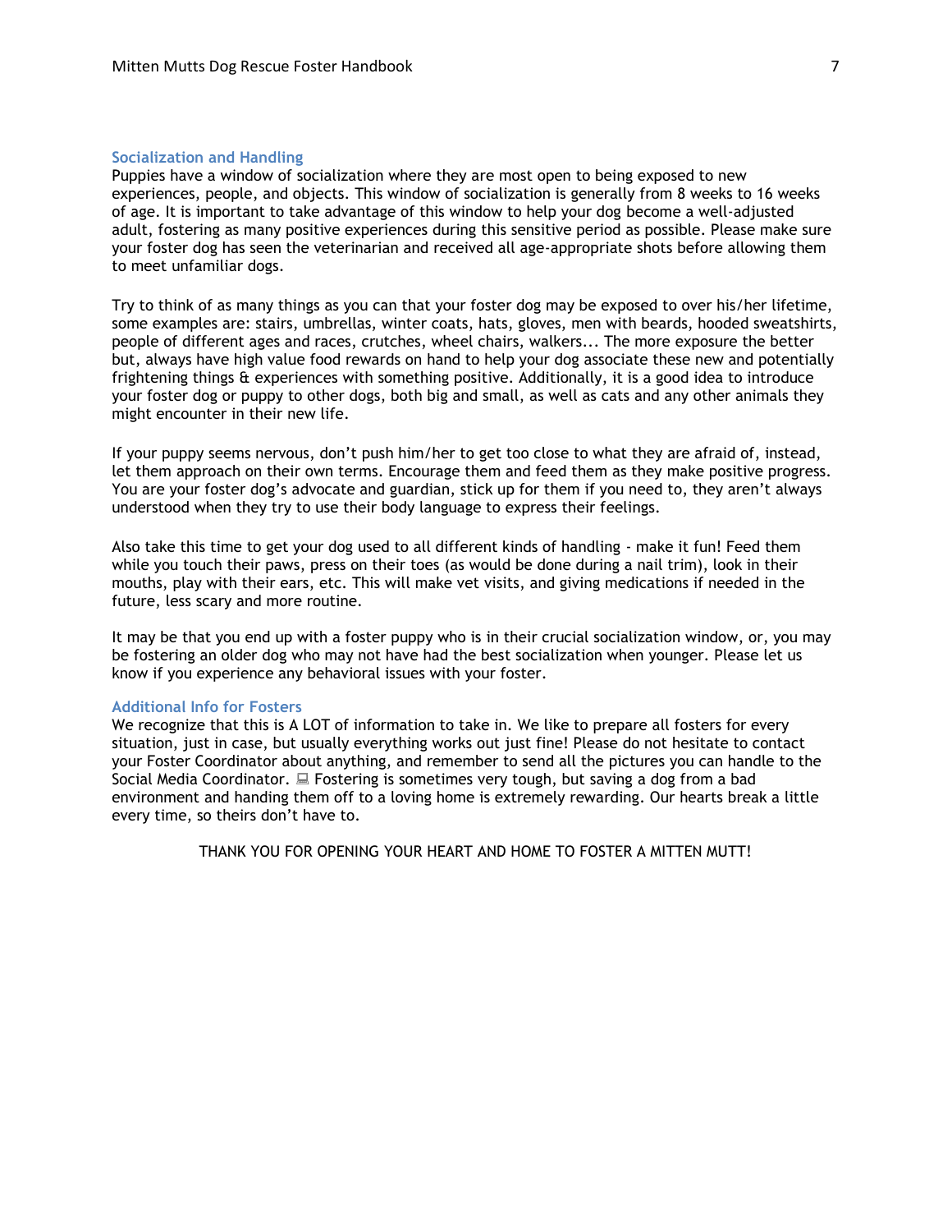## Socialization and Handling

Puppies have a window of socialization where they are most open to being exposed to new experiences, people, and objects. This window of socialization is generally from 8 weeks to 16 weeks of age. It is important to take advantage of this window to help your dog become a well-adjusted adult, fostering as many positive experiences during this sensitive period as possible. Please make sure your foster dog has seen the veterinarian and received all age-appropriate shots before allowing them to meet unfamiliar dogs.

Try to think of as many things as you can that your foster dog may be exposed to over his/her lifetime, some examples are: stairs, umbrellas, winter coats, hats, gloves, men with beards, hooded sweatshirts, people of different ages and races, crutches, wheel chairs, walkers... The more exposure the better but, always have high value food rewards on hand to help your dog associate these new and potentially frightening things & experiences with something positive. Additionally, it is a good idea to introduce your foster dog or puppy to other dogs, both big and small, as well as cats and any other animals they might encounter in their new life.

If your puppy seems nervous, don't push him/her to get too close to what they are afraid of, instead, let them approach on their own terms. Encourage them and feed them as they make positive progress. You are your foster dog's advocate and guardian, stick up for them if you need to, they aren't always understood when they try to use their body language to express their feelings.

Also take this time to get your dog used to all different kinds of handling - make it fun! Feed them while you touch their paws, press on their toes (as would be done during a nail trim), look in their mouths, play with their ears, etc. This will make vet visits, and giving medications if needed in the future, less scary and more routine.

It may be that you end up with a foster puppy who is in their crucial socialization window, or, you may be fostering an older dog who may not have had the best socialization when younger. Please let us know if you experience any behavioral issues with your foster.

## Additional Info for Fosters

We recognize that this is A LOT of information to take in. We like to prepare all fosters for every situation, just in case, but usually everything works out just fine! Please do not hesitate to contact your Foster Coordinator about anything, and remember to send all the pictures you can handle to the Social Media Coordinator. 💻 Fostering is sometimes very tough, but saving a dog from a bad environment and handing them off to a loving home is extremely rewarding. Our hearts break a little every time, so theirs don't have to.

THANK YOU FOR OPENING YOUR HEART AND HOME TO FOSTER A MITTEN MUTT!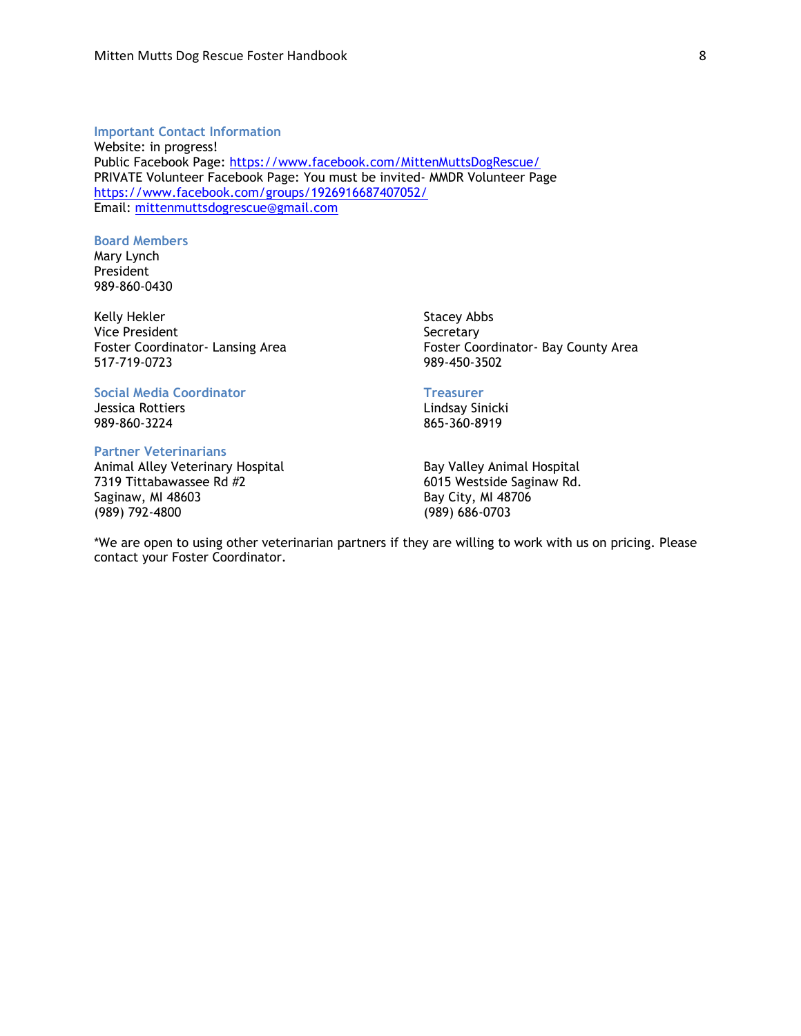## Important Contact Information

Website: in progress!
Public Facebook Page: [https://www.facebook.com/MittenMuttsDogRescue/](https://www.facebook.com/MittenMuttsDogRescue/)
PRIVATE Volunteer Facebook Page: You must be invited- MMDR Volunteer Page
[https://www.facebook.com/groups/1926916687407052/](https://www.facebook.com/groups/1926916687407052/)
Email: [mittenmuttsdogrescue@gmail.com](mailto:mittenmuttsdogrescue@gmail.com)

## Board Members

Mary Lynch
President
989-860-0430

Kelly Hekler
Vice President
Foster Coordinator- Lansing Area
517-719-0723

Stacey Abbs
Secretary
Foster Coordinator- Bay County Area
989-450-3502

## Social Media Coordinator

Jessica Rottiers
989-860-3224

## Treasurer

Lindsay Sinicki
865-360-8919

## Partner Veterinarians

Animal Alley Veterinary Hospital
7319 Tittabawassee Rd #2
Saginaw, MI 48603
(989) 792-4800

Bay Valley Animal Hospital
6015 Westside Saginaw Rd.
Bay City, MI 48706
(989) 686-0703

*We are open to using other veterinarian partners if they are willing to work with us on pricing. Please contact your Foster Coordinator.